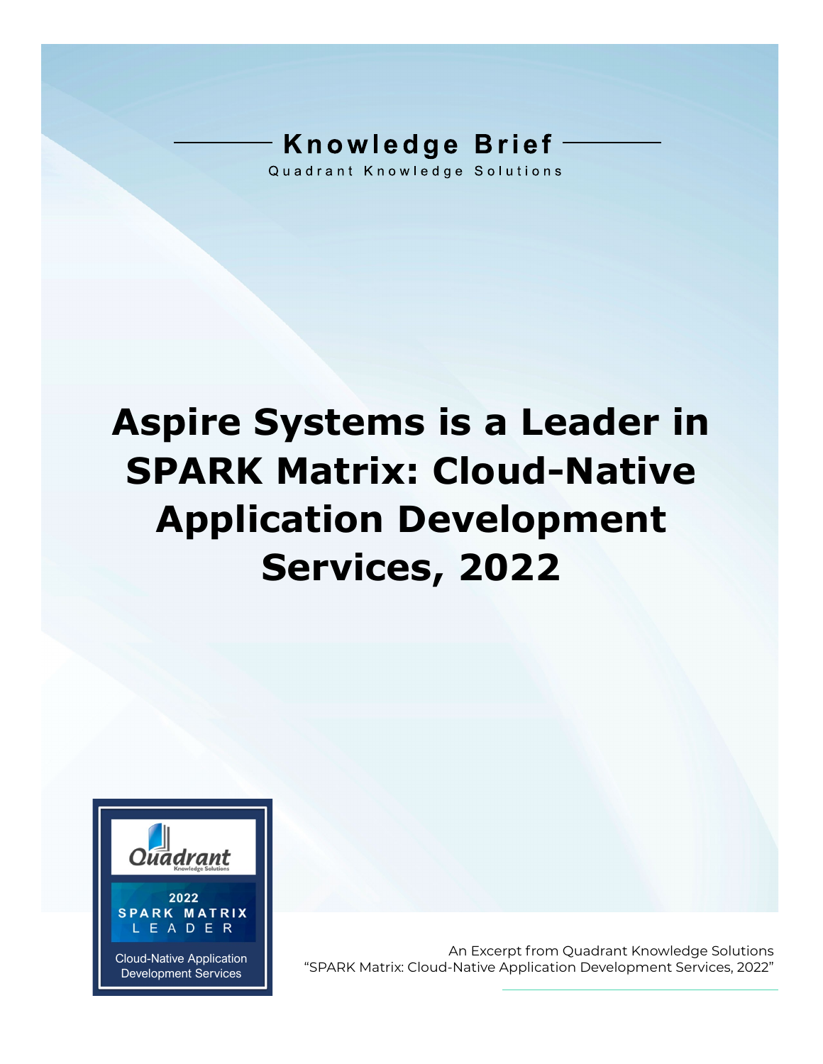Knowledge Brief

Quadrant Knowledge Solutions

# Aspire Systems is a Leader in SPARK Matrix: Cloud-Native Application Development Services, 2022

Quadrant Knowledge Solutions
2022 SPARK MATRIX LEADER
Cloud-Native Application Development Services

An Excerpt from Quadrant Knowledge Solutions "SPARK Matrix: Cloud-Native Application Development Services, 2022"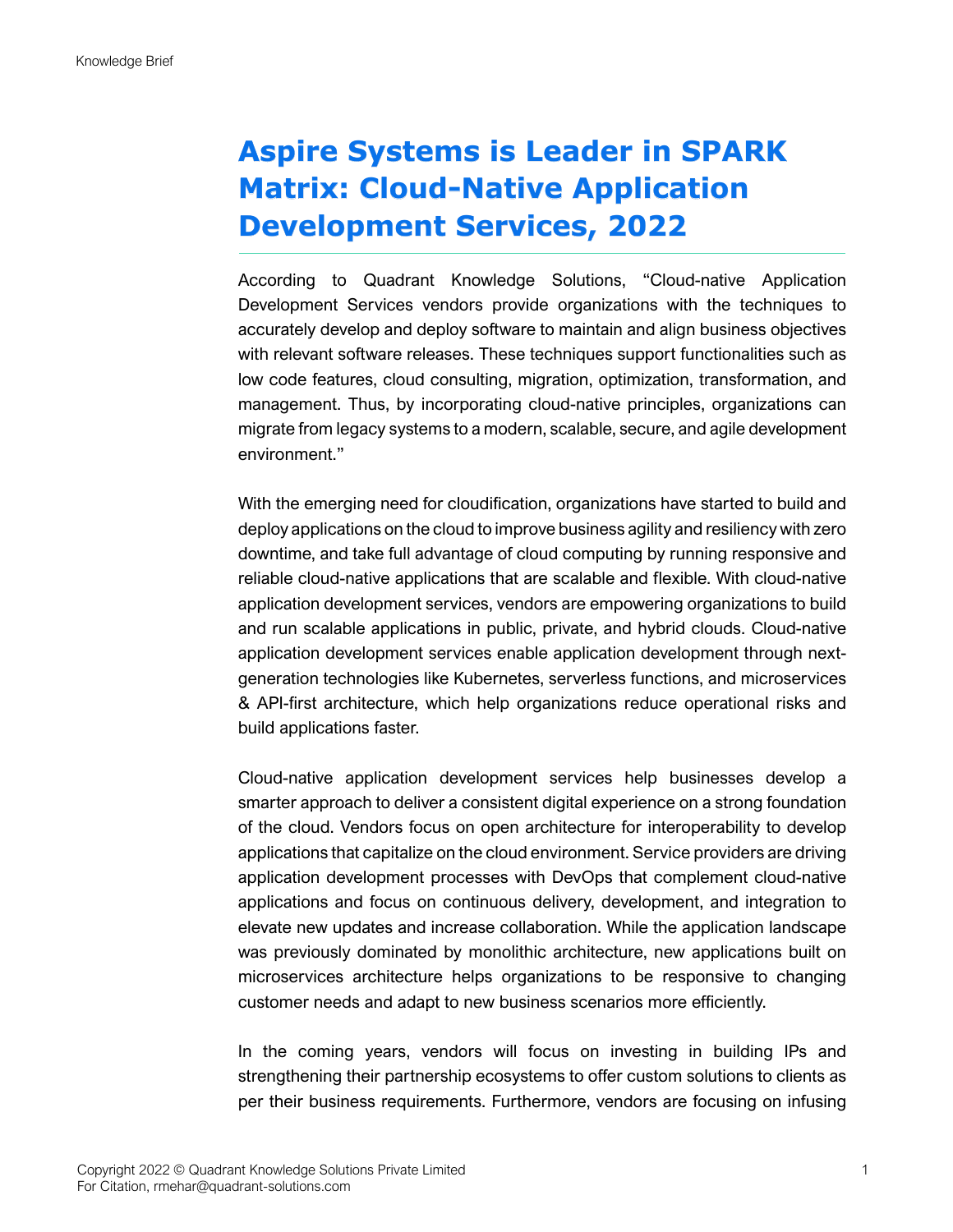# Aspire Systems is Leader in SPARK Matrix: Cloud-Native Application Development Services, 2022

According to Quadrant Knowledge Solutions, "Cloud-native Application Development Services vendors provide organizations with the techniques to accurately develop and deploy software to maintain and align business objectives with relevant software releases. These techniques support functionalities such as low code features, cloud consulting, migration, optimization, transformation, and management. Thus, by incorporating cloud-native principles, organizations can migrate from legacy systems to a modern, scalable, secure, and agile development environment."

With the emerging need for cloudification, organizations have started to build and deploy applications on the cloud to improve business agility and resiliency with zero downtime, and take full advantage of cloud computing by running responsive and reliable cloud-native applications that are scalable and flexible. With cloud-native application development services, vendors are empowering organizations to build and run scalable applications in public, private, and hybrid clouds. Cloud-native application development services enable application development through next-generation technologies like Kubernetes, serverless functions, and microservices & API-first architecture, which help organizations reduce operational risks and build applications faster.

Cloud-native application development services help businesses develop a smarter approach to deliver a consistent digital experience on a strong foundation of the cloud. Vendors focus on open architecture for interoperability to develop applications that capitalize on the cloud environment. Service providers are driving application development processes with DevOps that complement cloud-native applications and focus on continuous delivery, development, and integration to elevate new updates and increase collaboration. While the application landscape was previously dominated by monolithic architecture, new applications built on microservices architecture helps organizations to be responsive to changing customer needs and adapt to new business scenarios more efficiently.

In the coming years, vendors will focus on investing in building IPs and strengthening their partnership ecosystems to offer custom solutions to clients as per their business requirements. Furthermore, vendors are focusing on infusing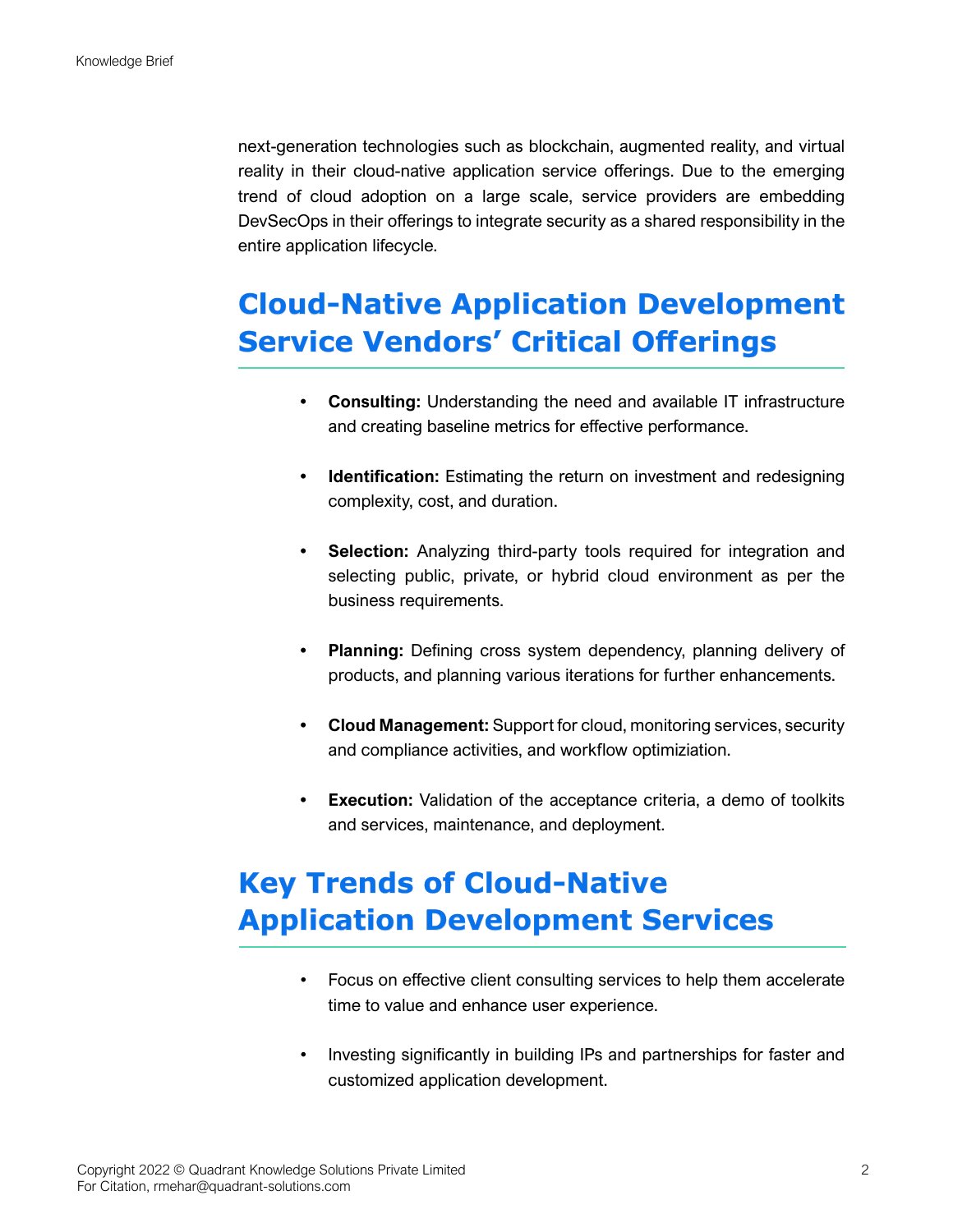next-generation technologies such as blockchain, augmented reality, and virtual reality in their cloud-native application service offerings. Due to the emerging trend of cloud adoption on a large scale, service providers are embedding DevSecOps in their offerings to integrate security as a shared responsibility in the entire application lifecycle.

## Cloud-Native Application Development Service Vendors' Critical Offerings

- **Consulting:** Understanding the need and available IT infrastructure and creating baseline metrics for effective performance.
- **Identification:** Estimating the return on investment and redesigning complexity, cost, and duration.
- **Selection:** Analyzing third-party tools required for integration and selecting public, private, or hybrid cloud environment as per the business requirements.
- **Planning:** Defining cross system dependency, planning delivery of products, and planning various iterations for further enhancements.
- **Cloud Management:** Support for cloud, monitoring services, security and compliance activities, and workflow optimiziation.
- **Execution:** Validation of the acceptance criteria, a demo of toolkits and services, maintenance, and deployment.

## Key Trends of Cloud-Native Application Development Services

- Focus on effective client consulting services to help them accelerate time to value and enhance user experience.
- Investing significantly in building IPs and partnerships for faster and customized application development.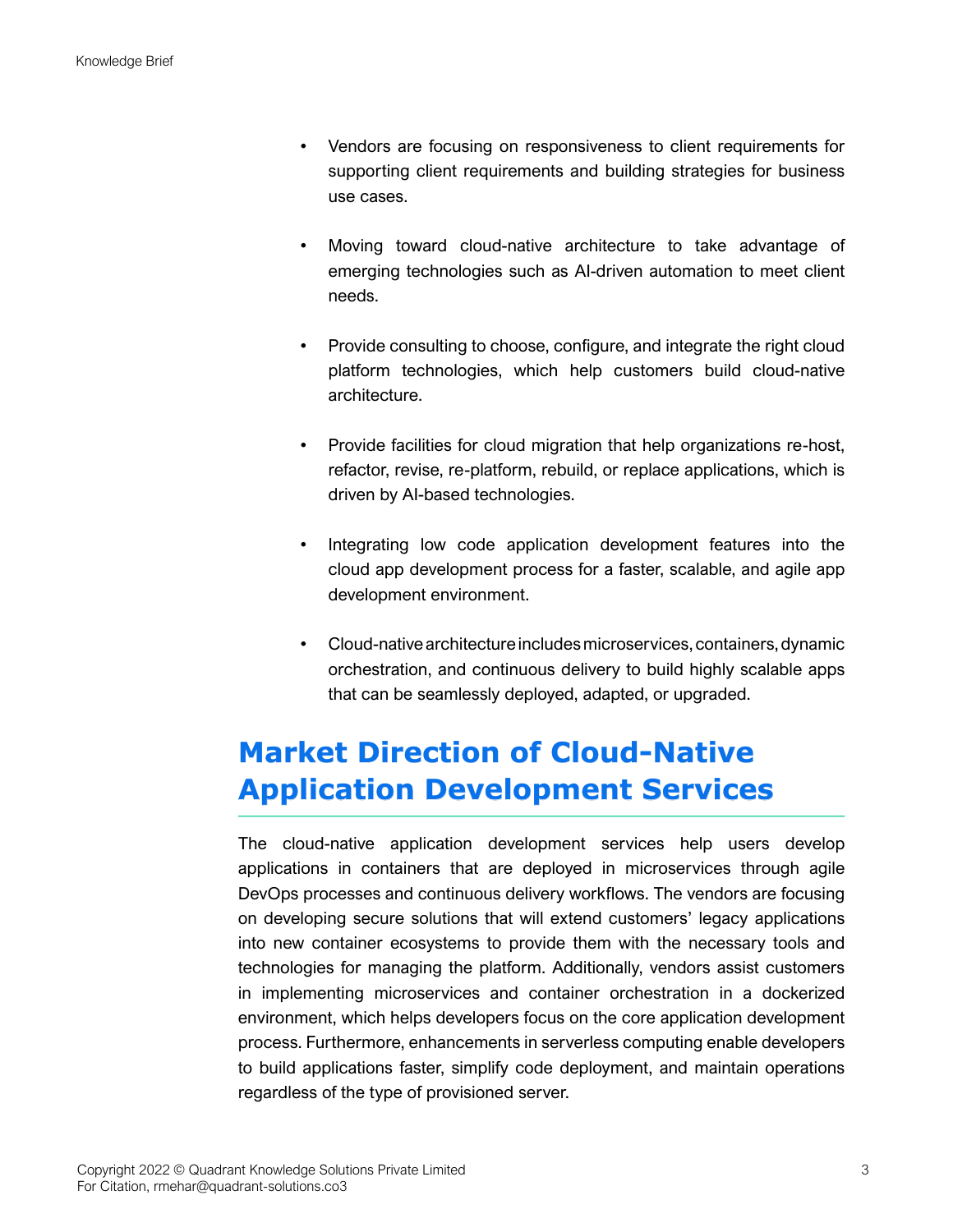- Vendors are focusing on responsiveness to client requirements for supporting client requirements and building strategies for business use cases.

- Moving toward cloud-native architecture to take advantage of emerging technologies such as AI-driven automation to meet client needs.

- Provide consulting to choose, configure, and integrate the right cloud platform technologies, which help customers build cloud-native architecture.

- Provide facilities for cloud migration that help organizations re-host, refactor, revise, re-platform, rebuild, or replace applications, which is driven by AI-based technologies.

- Integrating low code application development features into the cloud app development process for a faster, scalable, and agile app development environment.

- Cloud-native architecture includes microservices, containers, dynamic orchestration, and continuous delivery to build highly scalable apps that can be seamlessly deployed, adapted, or upgraded.

## Market Direction of Cloud-Native Application Development Services

The cloud-native application development services help users develop applications in containers that are deployed in microservices through agile DevOps processes and continuous delivery workflows. The vendors are focusing on developing secure solutions that will extend customers' legacy applications into new container ecosystems to provide them with the necessary tools and technologies for managing the platform. Additionally, vendors assist customers in implementing microservices and container orchestration in a dockerized environment, which helps developers focus on the core application development process. Furthermore, enhancements in serverless computing enable developers to build applications faster, simplify code deployment, and maintain operations regardless of the type of provisioned server.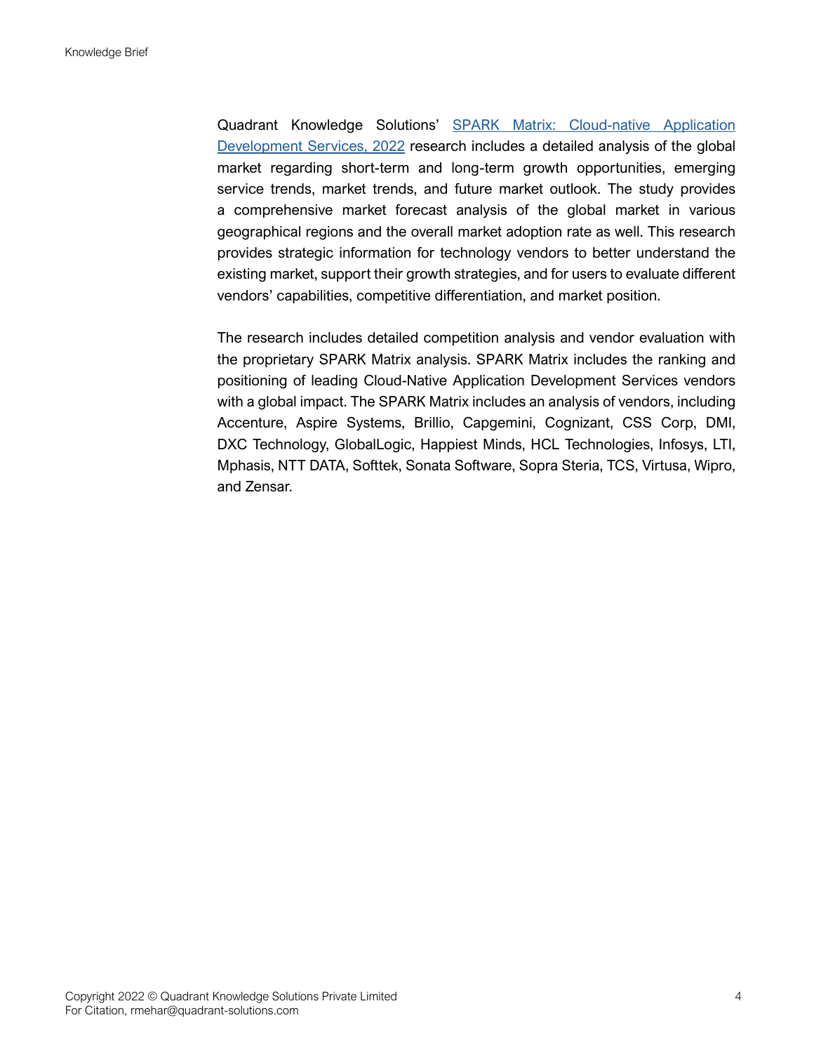Quadrant Knowledge Solutions' [SPARK Matrix: Cloud-native Application Development Services, 2022] research includes a detailed analysis of the global market regarding short-term and long-term growth opportunities, emerging service trends, market trends, and future market outlook. The study provides a comprehensive market forecast analysis of the global market in various geographical regions and the overall market adoption rate as well. This research provides strategic information for technology vendors to better understand the existing market, support their growth strategies, and for users to evaluate different vendors' capabilities, competitive differentiation, and market position.

The research includes detailed competition analysis and vendor evaluation with the proprietary SPARK Matrix analysis. SPARK Matrix includes the ranking and positioning of leading Cloud-Native Application Development Services vendors with a global impact. The SPARK Matrix includes an analysis of vendors, including Accenture, Aspire Systems, Brillio, Capgemini, Cognizant, CSS Corp, DMI, DXC Technology, GlobalLogic, Happiest Minds, HCL Technologies, Infosys, LTI, Mphasis, NTT DATA, Softtek, Sonata Software, Sopra Steria, TCS, Virtusa, Wipro, and Zensar.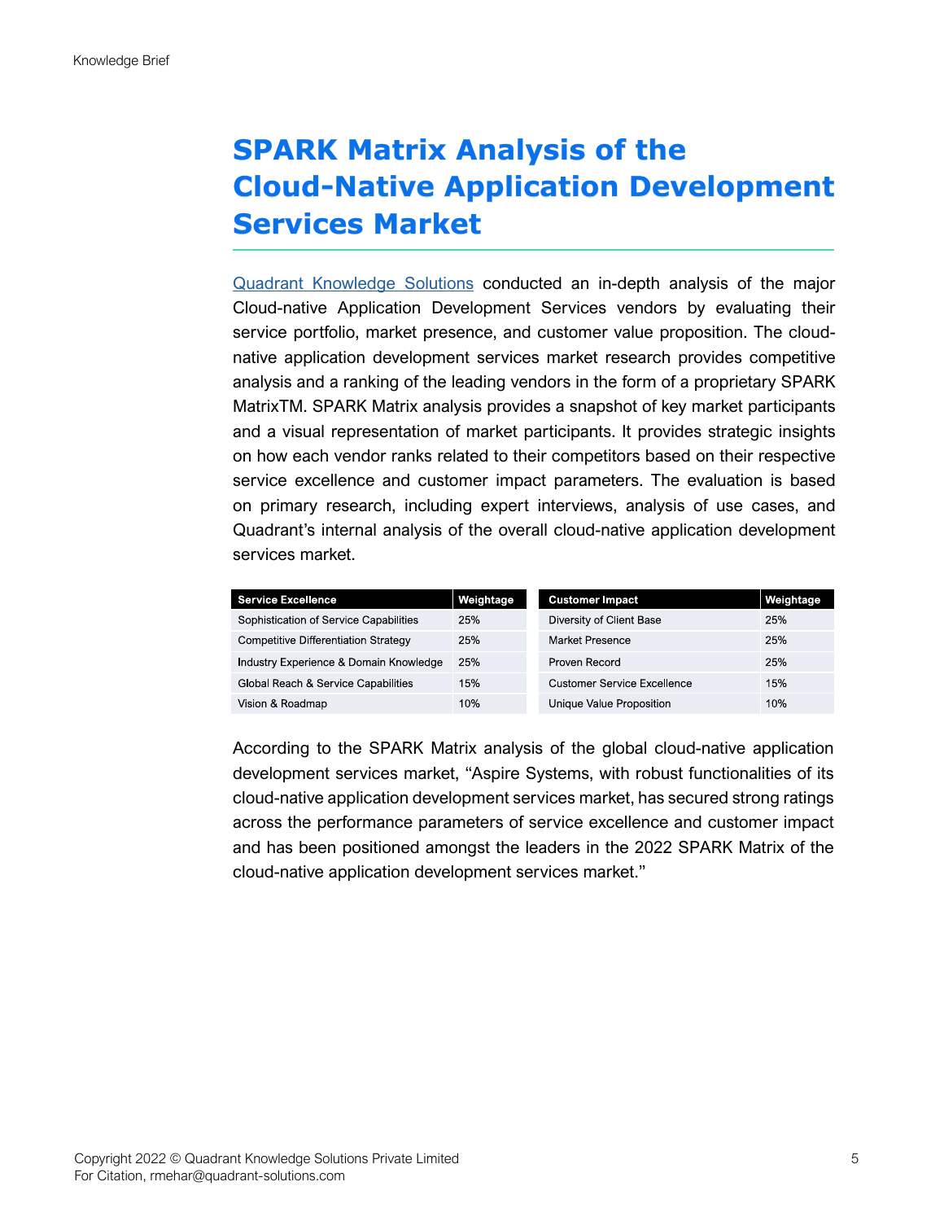# SPARK Matrix Analysis of the Cloud-Native Application Development Services Market

[Quadrant Knowledge Solutions](#) conducted an in-depth analysis of the major Cloud-native Application Development Services vendors by evaluating their service portfolio, market presence, and customer value proposition. The cloud-native application development services market research provides competitive analysis and a ranking of the leading vendors in the form of a proprietary SPARK MatrixTM. SPARK Matrix analysis provides a snapshot of key market participants and a visual representation of market participants. It provides strategic insights on how each vendor ranks related to their competitors based on their respective service excellence and customer impact parameters. The evaluation is based on primary research, including expert interviews, analysis of use cases, and Quadrant's internal analysis of the overall cloud-native application development services market.

| Service Excellence | Weightage |
|---|---|
| Sophistication of Service Capabilities | 25% |
| Competitive Differentiation Strategy | 25% |
| Industry Experience & Domain Knowledge | 25% |
| Global Reach & Service Capabilities | 15% |
| Vision & Roadmap | 10% |

| Customer Impact | Weightage |
|---|---|
| Diversity of Client Base | 25% |
| Market Presence | 25% |
| Proven Record | 25% |
| Customer Service Excellence | 15% |
| Unique Value Proposition | 10% |

According to the SPARK Matrix analysis of the global cloud-native application development services market, "Aspire Systems, with robust functionalities of its cloud-native application development services market, has secured strong ratings across the performance parameters of service excellence and customer impact and has been positioned amongst the leaders in the 2022 SPARK Matrix of the cloud-native application development services market."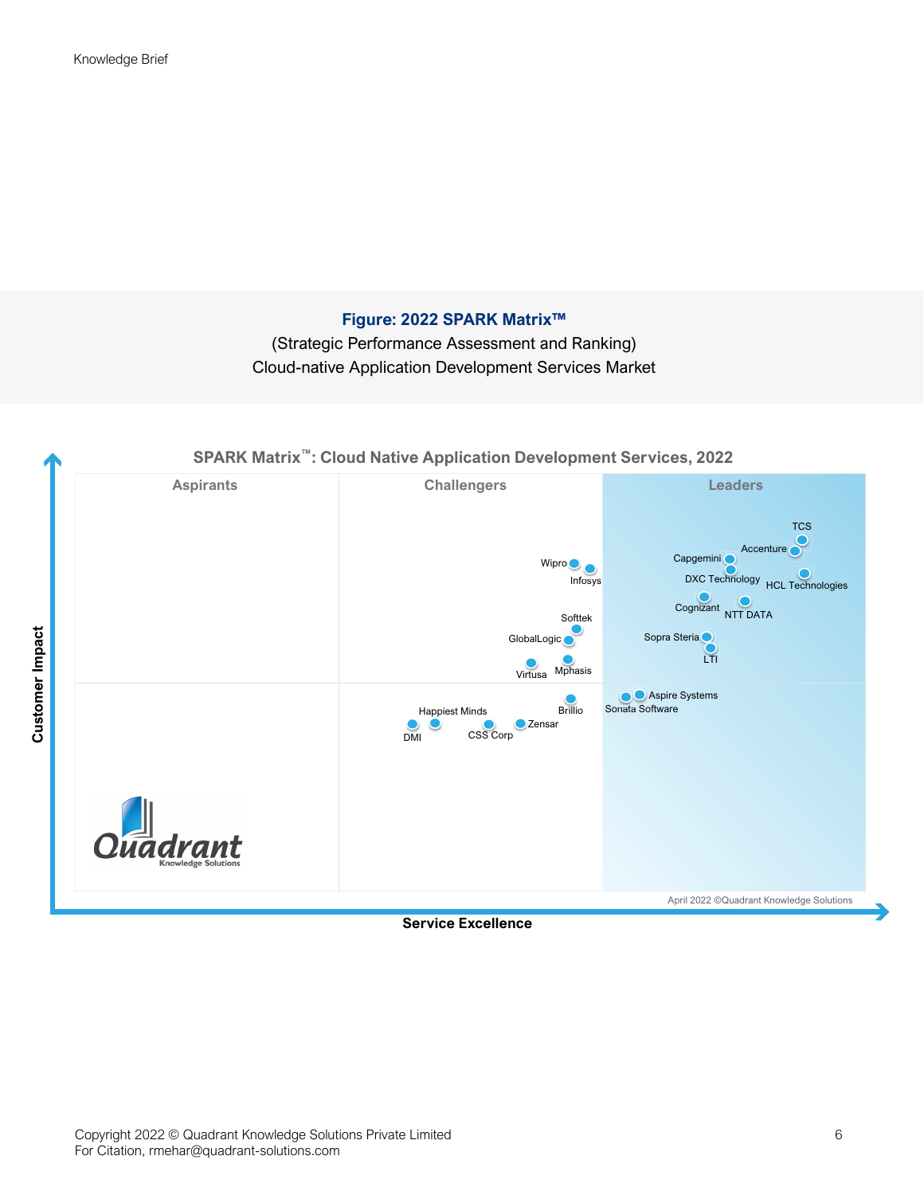**Figure: 2022 SPARK Matrix™**

(Strategic Performance Assessment and Ranking)

Cloud-native Application Development Services Market

SPARK Matrix™: Cloud Native Application Development Services, 2022

Aspirants | Challengers | Leaders

TCS, Accenture, Capgemini, DXC Technology, HCL Technologies, Cognizant, NTT DATA, Sopra Steria, LTI, Aspire Systems, Sonata Software, Wipro, Infosys, Softtek, GlobalLogic, Virtusa, Mphasis, Brillio, Happiest Minds, DMI, CSS Corp, Zensar

Customer Impact

Service Excellence

April 2022 ©Quadrant Knowledge Solutions

Quadrant Knowledge Solutions

Copyright 2022 © Quadrant Knowledge Solutions Private Limited
For Citation, rmehar@quadrant-solutions.com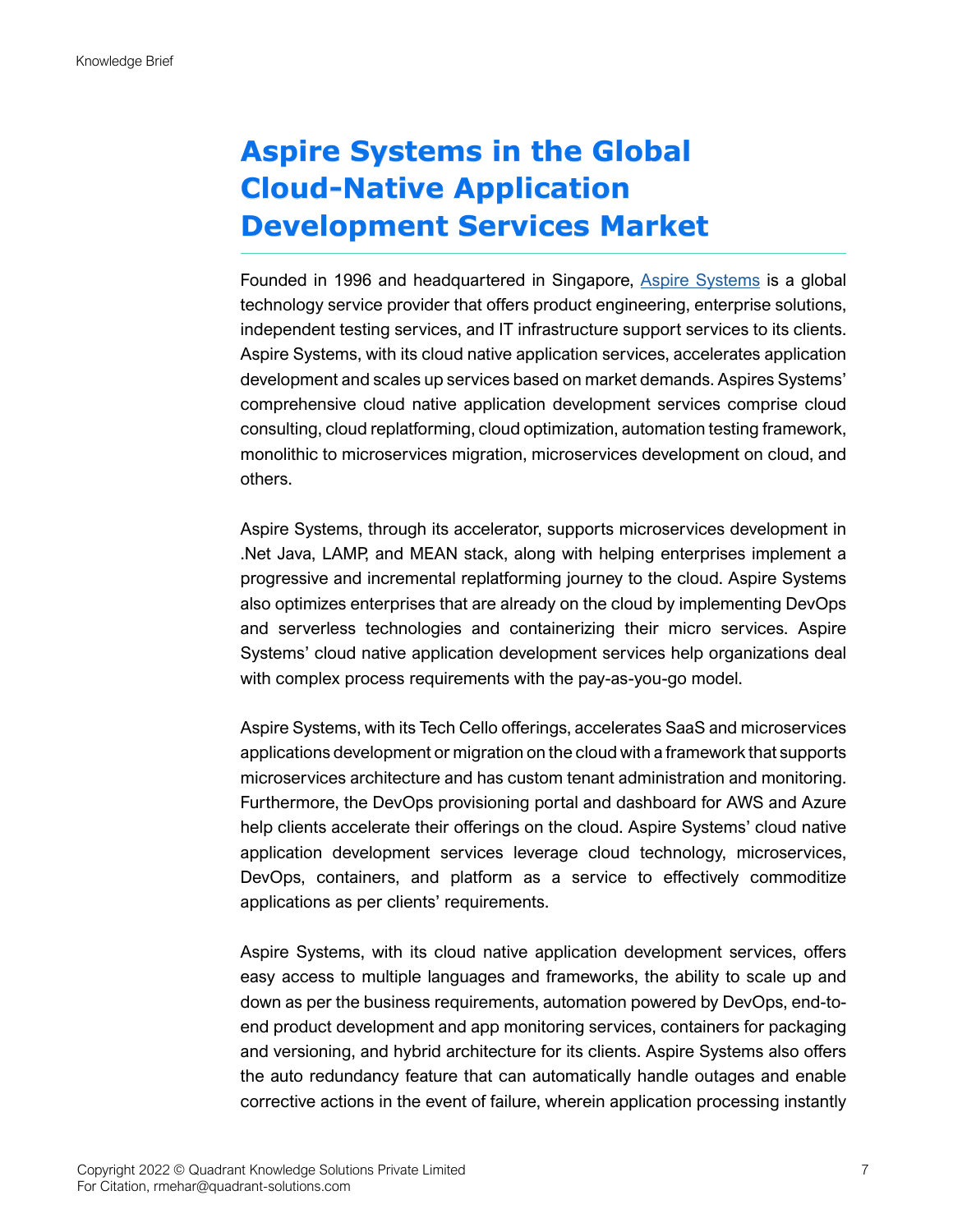# Aspire Systems in the Global Cloud-Native Application Development Services Market

Founded in 1996 and headquartered in Singapore, [Aspire Systems]() is a global technology service provider that offers product engineering, enterprise solutions, independent testing services, and IT infrastructure support services to its clients. Aspire Systems, with its cloud native application services, accelerates application development and scales up services based on market demands. Aspires Systems' comprehensive cloud native application development services comprise cloud consulting, cloud replatforming, cloud optimization, automation testing framework, monolithic to microservices migration, microservices development on cloud, and others.

Aspire Systems, through its accelerator, supports microservices development in .Net Java, LAMP, and MEAN stack, along with helping enterprises implement a progressive and incremental replatforming journey to the cloud. Aspire Systems also optimizes enterprises that are already on the cloud by implementing DevOps and serverless technologies and containerizing their micro services. Aspire Systems' cloud native application development services help organizations deal with complex process requirements with the pay-as-you-go model.

Aspire Systems, with its Tech Cello offerings, accelerates SaaS and microservices applications development or migration on the cloud with a framework that supports microservices architecture and has custom tenant administration and monitoring. Furthermore, the DevOps provisioning portal and dashboard for AWS and Azure help clients accelerate their offerings on the cloud. Aspire Systems' cloud native application development services leverage cloud technology, microservices, DevOps, containers, and platform as a service to effectively commoditize applications as per clients' requirements.

Aspire Systems, with its cloud native application development services, offers easy access to multiple languages and frameworks, the ability to scale up and down as per the business requirements, automation powered by DevOps, end-to-end product development and app monitoring services, containers for packaging and versioning, and hybrid architecture for its clients. Aspire Systems also offers the auto redundancy feature that can automatically handle outages and enable corrective actions in the event of failure, wherein application processing instantly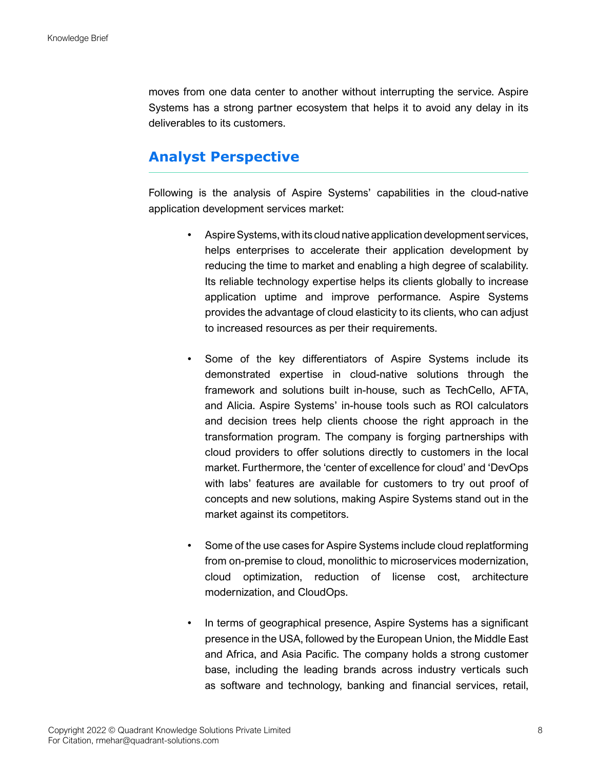moves from one data center to another without interrupting the service. Aspire Systems has a strong partner ecosystem that helps it to avoid any delay in its deliverables to its customers.

## Analyst Perspective

Following is the analysis of Aspire Systems' capabilities in the cloud-native application development services market:

- Aspire Systems, with its cloud native application development services, helps enterprises to accelerate their application development by reducing the time to market and enabling a high degree of scalability. Its reliable technology expertise helps its clients globally to increase application uptime and improve performance. Aspire Systems provides the advantage of cloud elasticity to its clients, who can adjust to increased resources as per their requirements.

- Some of the key differentiators of Aspire Systems include its demonstrated expertise in cloud-native solutions through the framework and solutions built in-house, such as TechCello, AFTA, and Alicia. Aspire Systems' in-house tools such as ROI calculators and decision trees help clients choose the right approach in the transformation program. The company is forging partnerships with cloud providers to offer solutions directly to customers in the local market. Furthermore, the 'center of excellence for cloud' and 'DevOps with labs' features are available for customers to try out proof of concepts and new solutions, making Aspire Systems stand out in the market against its competitors.

- Some of the use cases for Aspire Systems include cloud replatforming from on-premise to cloud, monolithic to microservices modernization, cloud optimization, reduction of license cost, architecture modernization, and CloudOps.

- In terms of geographical presence, Aspire Systems has a significant presence in the USA, followed by the European Union, the Middle East and Africa, and Asia Pacific. The company holds a strong customer base, including the leading brands across industry verticals such as software and technology, banking and financial services, retail,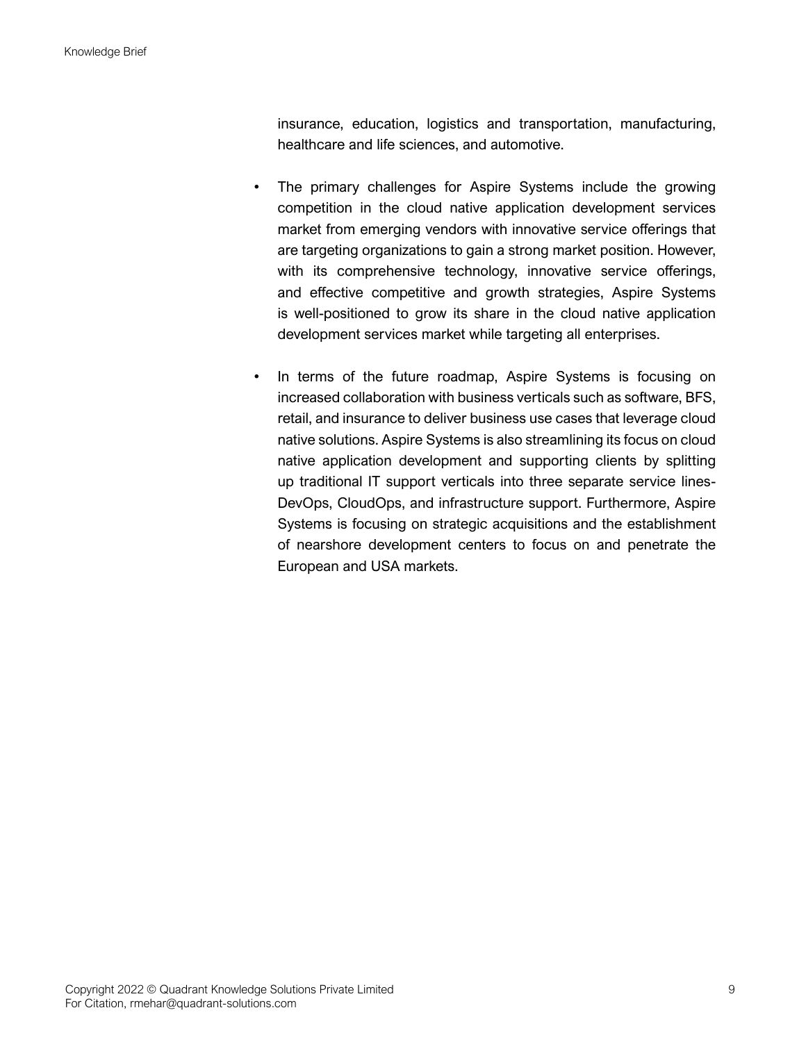insurance, education, logistics and transportation, manufacturing, healthcare and life sciences, and automotive.

- The primary challenges for Aspire Systems include the growing competition in the cloud native application development services market from emerging vendors with innovative service offerings that are targeting organizations to gain a strong market position. However, with its comprehensive technology, innovative service offerings, and effective competitive and growth strategies, Aspire Systems is well-positioned to grow its share in the cloud native application development services market while targeting all enterprises.

- In terms of the future roadmap, Aspire Systems is focusing on increased collaboration with business verticals such as software, BFS, retail, and insurance to deliver business use cases that leverage cloud native solutions. Aspire Systems is also streamlining its focus on cloud native application development and supporting clients by splitting up traditional IT support verticals into three separate service lines-DevOps, CloudOps, and infrastructure support. Furthermore, Aspire Systems is focusing on strategic acquisitions and the establishment of nearshore development centers to focus on and penetrate the European and USA markets.